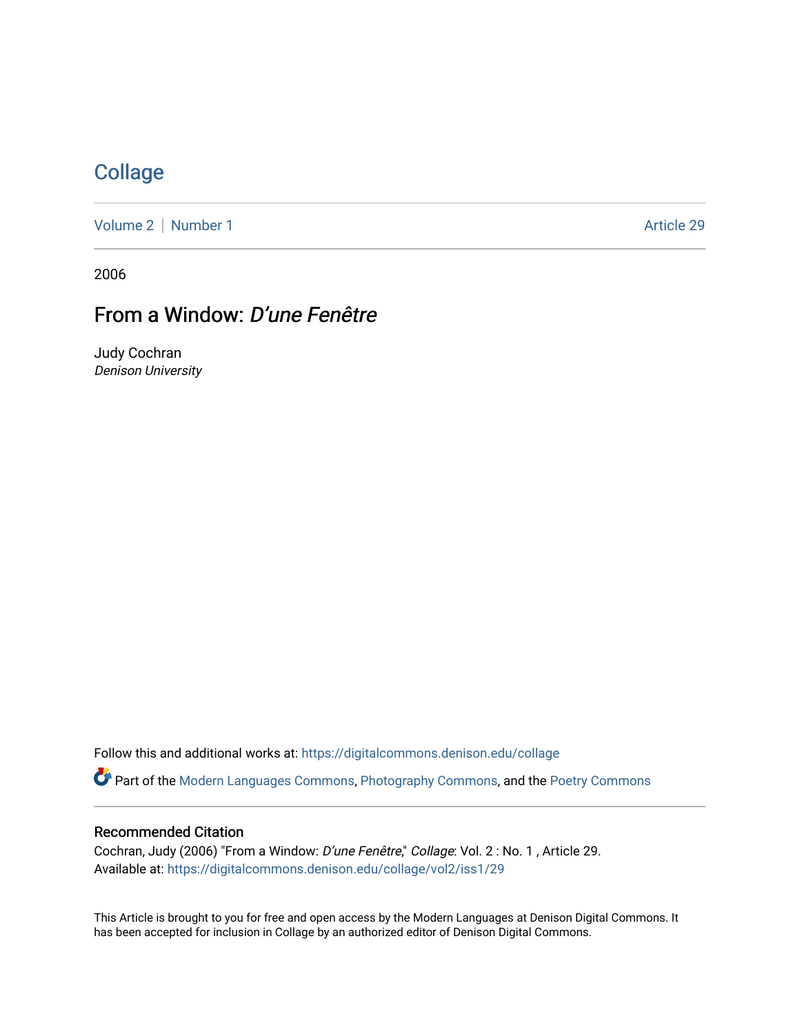# Collage

Volume 2 | Number 1 — Article 29

2006

## From a Window: *D'une Fenêtre*

Judy Cochran
*Denison University*

Follow this and additional works at: https://digitalcommons.denison.edu/collage

Part of the Modern Languages Commons, Photography Commons, and the Poetry Commons

### Recommended Citation

Cochran, Judy (2006) "From a Window: *D'une Fenêtre*," *Collage*: Vol. 2 : No. 1 , Article 29.
Available at: https://digitalcommons.denison.edu/collage/vol2/iss1/29

This Article is brought to you for free and open access by the Modern Languages at Denison Digital Commons. It has been accepted for inclusion in Collage by an authorized editor of Denison Digital Commons.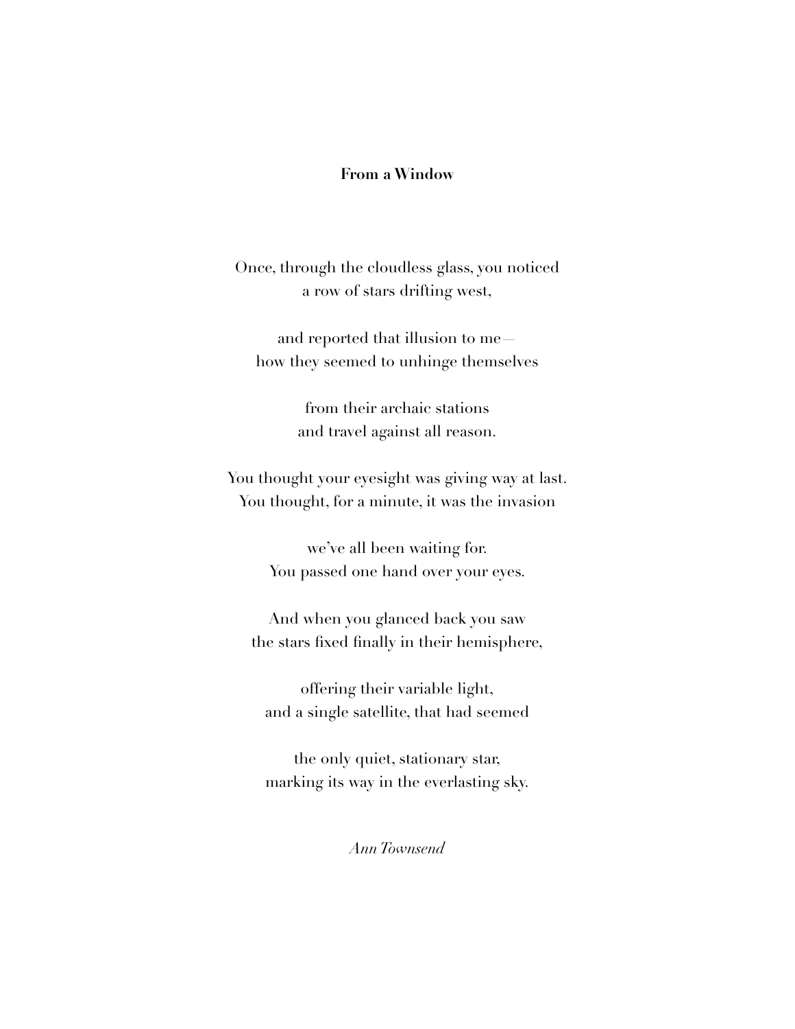**From a Window**

Once, through the cloudless glass, you noticed
a row of stars drifting west,

and reported that illusion to me—
how they seemed to unhinge themselves

from their archaic stations
and travel against all reason.

You thought your eyesight was giving way at last.
You thought, for a minute, it was the invasion

we've all been waiting for.
You passed one hand over your eyes.

And when you glanced back you saw
the stars fixed finally in their hemisphere,

offering their variable light,
and a single satellite, that had seemed

the only quiet, stationary star,
marking its way in the everlasting sky.

*Ann Townsend*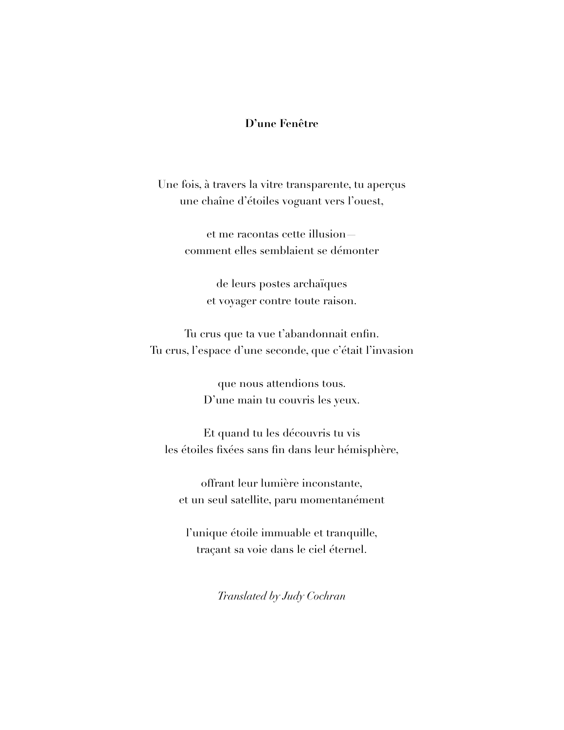**D'une Fenêtre**

Une fois, à travers la vitre transparente, tu aperçus
une chaîne d'étoiles voguant vers l'ouest,

et me racontas cette illusion—
comment elles semblaient se démonter

de leurs postes archaïques
et voyager contre toute raison.

Tu crus que ta vue t'abandonnait enfin.
Tu crus, l'espace d'une seconde, que c'était l'invasion

que nous attendions tous.
D'une main tu couvris les yeux.

Et quand tu les découvris tu vis
les étoiles fixées sans fin dans leur hémisphère,

offrant leur lumière inconstante,
et un seul satellite, paru momentanément

l'unique étoile immuable et tranquille,
traçant sa voie dans le ciel éternel.

*Translated by Judy Cochran*